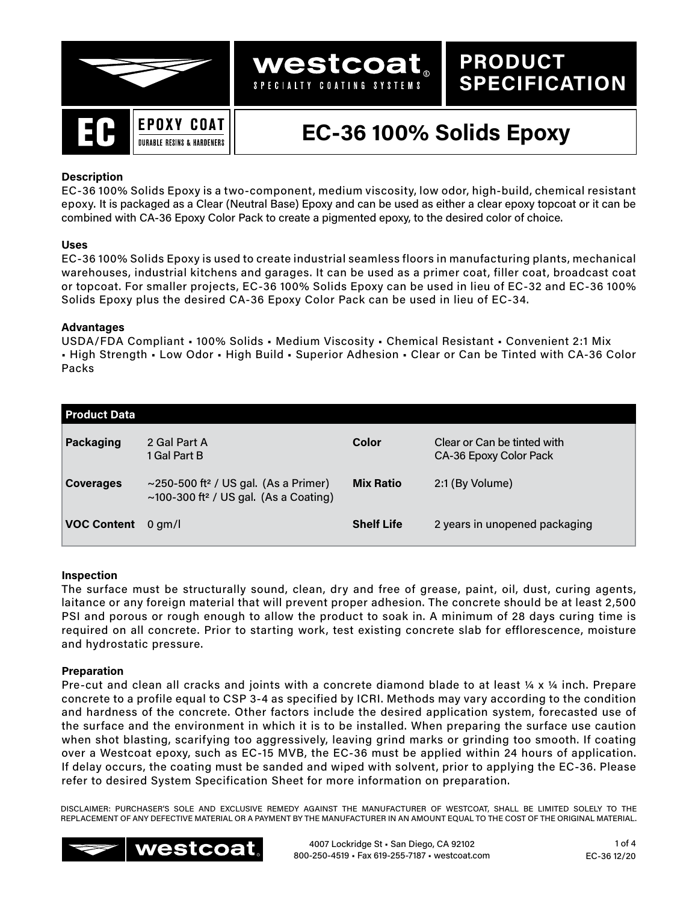# westcoat

SPECIALTY COATING SYSTEMS

**PRODUCT SPECIFICATION**

**EC** EPOXY COAT — DURABLE RESINS & HARDENERS

# EC-36 100% Solids Epoxy

### Description

EC-36 100% Solids Epoxy is a two-component, medium viscosity, low odor, high-build, chemical resistant epoxy. It is packaged as a Clear (Neutral Base) Epoxy and can be used as either a clear epoxy topcoat or it can be combined with CA-36 Epoxy Color Pack to create a pigmented epoxy, to the desired color of choice.

### Uses

EC-36 100% Solids Epoxy is used to create industrial seamless floors in manufacturing plants, mechanical warehouses, industrial kitchens and garages. It can be used as a primer coat, filler coat, broadcast coat or topcoat. For smaller projects, EC-36 100% Solids Epoxy can be used in lieu of EC-32 and EC-36 100% Solids Epoxy plus the desired CA-36 Epoxy Color Pack can be used in lieu of EC-34.

### Advantages

USDA/FDA Compliant ▪ 100% Solids ▪ Medium Viscosity ▪ Chemical Resistant ▪ Convenient 2:1 Mix ▪ High Strength ▪ Low Odor ▪ High Build ▪ Superior Adhesion ▪ Clear or Can be Tinted with CA-36 Color Packs

| Product Data | | | |
|---|---|---|---|
| **Packaging** | 2 Gal Part A<br>1 Gal Part B | **Color** | Clear or Can be tinted with CA-36 Epoxy Color Pack |
| **Coverages** | ~250-500 ft² / US gal. (As a Primer)<br>~100-300 ft² / US gal. (As a Coating) | **Mix Ratio** | 2:1 (By Volume) |
| **VOC Content** | 0 gm/l | **Shelf Life** | 2 years in unopened packaging |

### Inspection

The surface must be structurally sound, clean, dry and free of grease, paint, oil, dust, curing agents, laitance or any foreign material that will prevent proper adhesion. The concrete should be at least 2,500 PSI and porous or rough enough to allow the product to soak in. A minimum of 28 days curing time is required on all concrete. Prior to starting work, test existing concrete slab for efflorescence, moisture and hydrostatic pressure.

### Preparation

Pre-cut and clean all cracks and joints with a concrete diamond blade to at least ¼ x ¼ inch. Prepare concrete to a profile equal to CSP 3-4 as specified by ICRI. Methods may vary according to the condition and hardness of the concrete. Other factors include the desired application system, forecasted use of the surface and the environment in which it is to be installed. When preparing the surface use caution when shot blasting, scarifying too aggressively, leaving grind marks or grinding too smooth. If coating over a Westcoat epoxy, such as EC-15 MVB, the EC-36 must be applied within 24 hours of application. If delay occurs, the coating must be sanded and wiped with solvent, prior to applying the EC-36. Please refer to desired System Specification Sheet for more information on preparation.

DISCLAIMER: PURCHASER'S SOLE AND EXCLUSIVE REMEDY AGAINST THE MANUFACTURER OF WESTCOAT, SHALL BE LIMITED SOLELY TO THE REPLACEMENT OF ANY DEFECTIVE MATERIAL OR A PAYMENT BY THE MANUFACTURER IN AN AMOUNT EQUAL TO THE COST OF THE ORIGINAL MATERIAL.

westcoat — 4007 Lockridge St ▪ San Diego, CA 92102 — 800-250-4519 ▪ Fax 619-255-7187 ▪ westcoat.com

EC-36 12/20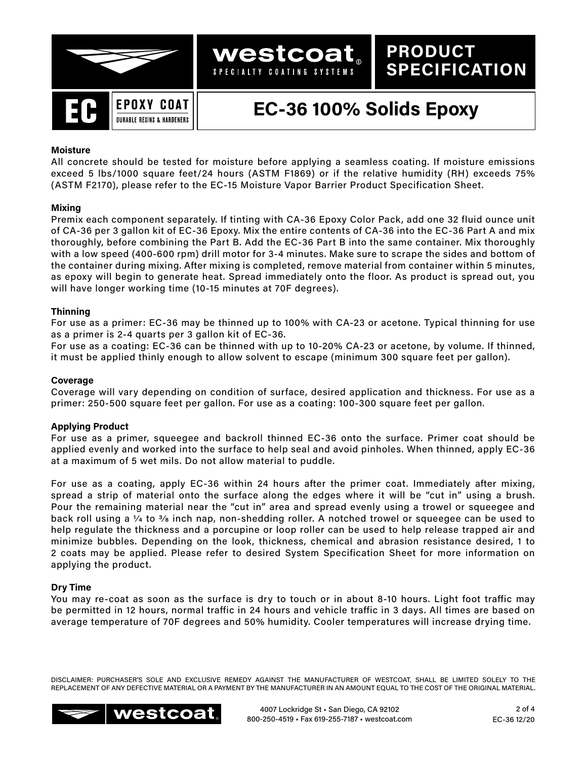# EC-36 100% Solids Epoxy

### Moisture

All concrete should be tested for moisture before applying a seamless coating. If moisture emissions exceed 5 lbs/1000 square feet/24 hours (ASTM F1869) or if the relative humidity (RH) exceeds 75% (ASTM F2170), please refer to the EC-15 Moisture Vapor Barrier Product Specification Sheet.

### Mixing

Premix each component separately. If tinting with CA-36 Epoxy Color Pack, add one 32 fluid ounce unit of CA-36 per 3 gallon kit of EC-36 Epoxy. Mix the entire contents of CA-36 into the EC-36 Part A and mix thoroughly, before combining the Part B. Add the EC-36 Part B into the same container. Mix thoroughly with a low speed (400-600 rpm) drill motor for 3-4 minutes. Make sure to scrape the sides and bottom of the container during mixing. After mixing is completed, remove material from container within 5 minutes, as epoxy will begin to generate heat. Spread immediately onto the floor. As product is spread out, you will have longer working time (10-15 minutes at 70F degrees).

### Thinning

For use as a primer: EC-36 may be thinned up to 100% with CA-23 or acetone. Typical thinning for use as a primer is 2-4 quarts per 3 gallon kit of EC-36.
For use as a coating: EC-36 can be thinned with up to 10-20% CA-23 or acetone, by volume. If thinned, it must be applied thinly enough to allow solvent to escape (minimum 300 square feet per gallon).

### Coverage

Coverage will vary depending on condition of surface, desired application and thickness. For use as a primer: 250-500 square feet per gallon. For use as a coating: 100-300 square feet per gallon.

### Applying Product

For use as a primer, squeegee and backroll thinned EC-36 onto the surface. Primer coat should be applied evenly and worked into the surface to help seal and avoid pinholes. When thinned, apply EC-36 at a maximum of 5 wet mils. Do not allow material to puddle.

For use as a coating, apply EC-36 within 24 hours after the primer coat. Immediately after mixing, spread a strip of material onto the surface along the edges where it will be “cut in” using a brush. Pour the remaining material near the “cut in” area and spread evenly using a trowel or squeegee and back roll using a ¼ to ⅜ inch nap, non-shedding roller. A notched trowel or squeegee can be used to help regulate the thickness and a porcupine or loop roller can be used to help release trapped air and minimize bubbles. Depending on the look, thickness, chemical and abrasion resistance desired, 1 to 2 coats may be applied. Please refer to desired System Specification Sheet for more information on applying the product.

### Dry Time

You may re-coat as soon as the surface is dry to touch or in about 8-10 hours. Light foot traffic may be permitted in 12 hours, normal traffic in 24 hours and vehicle traffic in 3 days. All times are based on average temperature of 70F degrees and 50% humidity. Cooler temperatures will increase drying time.

DISCLAIMER: PURCHASER’S SOLE AND EXCLUSIVE REMEDY AGAINST THE MANUFACTURER OF WESTCOAT, SHALL BE LIMITED SOLELY TO THE REPLACEMENT OF ANY DEFECTIVE MATERIAL OR A PAYMENT BY THE MANUFACTURER IN AN AMOUNT EQUAL TO THE COST OF THE ORIGINAL MATERIAL.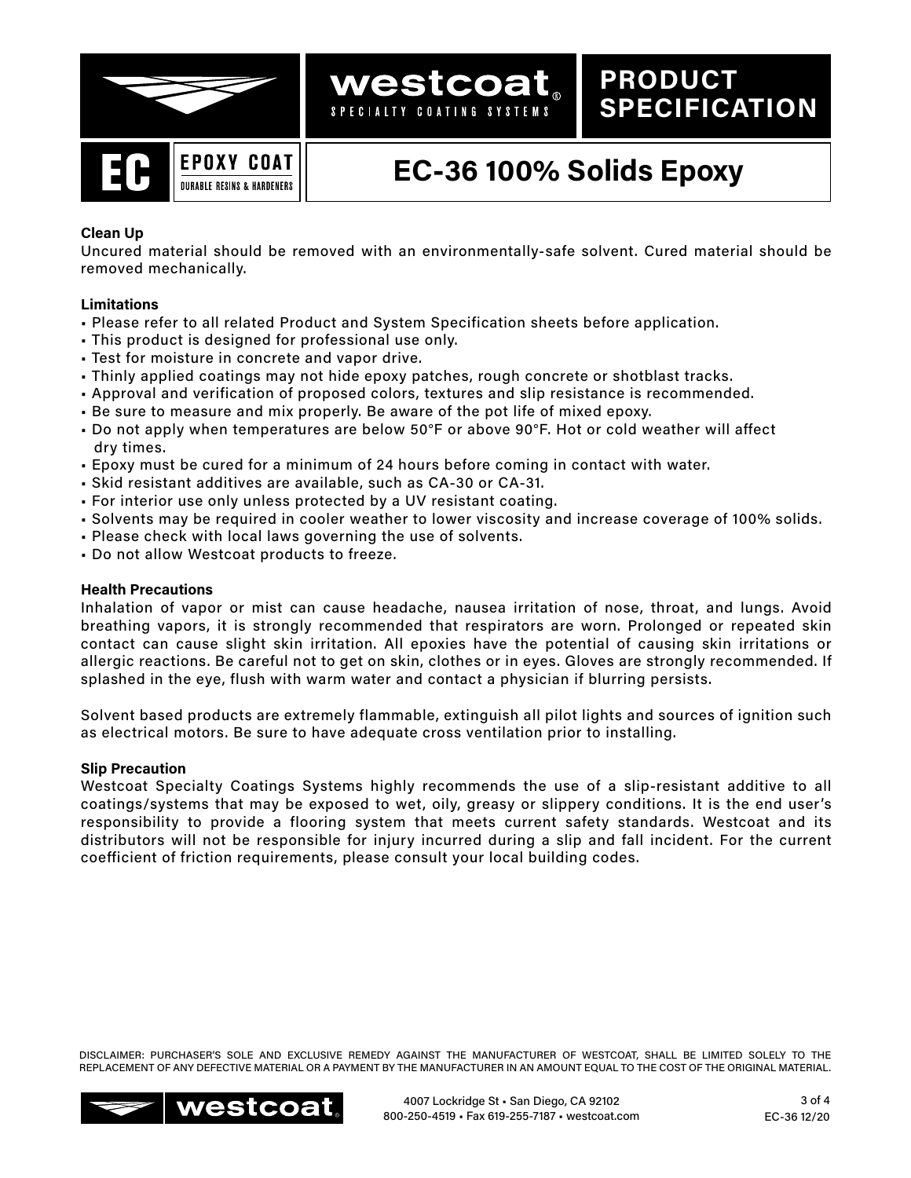# EC-36 100% Solids Epoxy

### Clean Up

Uncured material should be removed with an environmentally-safe solvent. Cured material should be removed mechanically.

### Limitations

- Please refer to all related Product and System Specification sheets before application.
- This product is designed for professional use only.
- Test for moisture in concrete and vapor drive.
- Thinly applied coatings may not hide epoxy patches, rough concrete or shotblast tracks.
- Approval and verification of proposed colors, textures and slip resistance is recommended.
- Be sure to measure and mix properly. Be aware of the pot life of mixed epoxy.
- Do not apply when temperatures are below 50°F or above 90°F. Hot or cold weather will affect dry times.
- Epoxy must be cured for a minimum of 24 hours before coming in contact with water.
- Skid resistant additives are available, such as CA-30 or CA-31.
- For interior use only unless protected by a UV resistant coating.
- Solvents may be required in cooler weather to lower viscosity and increase coverage of 100% solids.
- Please check with local laws governing the use of solvents.
- Do not allow Westcoat products to freeze.

### Health Precautions

Inhalation of vapor or mist can cause headache, nausea irritation of nose, throat, and lungs. Avoid breathing vapors, it is strongly recommended that respirators are worn. Prolonged or repeated skin contact can cause slight skin irritation. All epoxies have the potential of causing skin irritations or allergic reactions. Be careful not to get on skin, clothes or in eyes. Gloves are strongly recommended. If splashed in the eye, flush with warm water and contact a physician if blurring persists.

Solvent based products are extremely flammable, extinguish all pilot lights and sources of ignition such as electrical motors. Be sure to have adequate cross ventilation prior to installing.

### Slip Precaution

Westcoat Specialty Coatings Systems highly recommends the use of a slip-resistant additive to all coatings/systems that may be exposed to wet, oily, greasy or slippery conditions. It is the end user's responsibility to provide a flooring system that meets current safety standards. Westcoat and its distributors will not be responsible for injury incurred during a slip and fall incident. For the current coefficient of friction requirements, please consult your local building codes.

DISCLAIMER: PURCHASER'S SOLE AND EXCLUSIVE REMEDY AGAINST THE MANUFACTURER OF WESTCOAT, SHALL BE LIMITED SOLELY TO THE REPLACEMENT OF ANY DEFECTIVE MATERIAL OR A PAYMENT BY THE MANUFACTURER IN AN AMOUNT EQUAL TO THE COST OF THE ORIGINAL MATERIAL.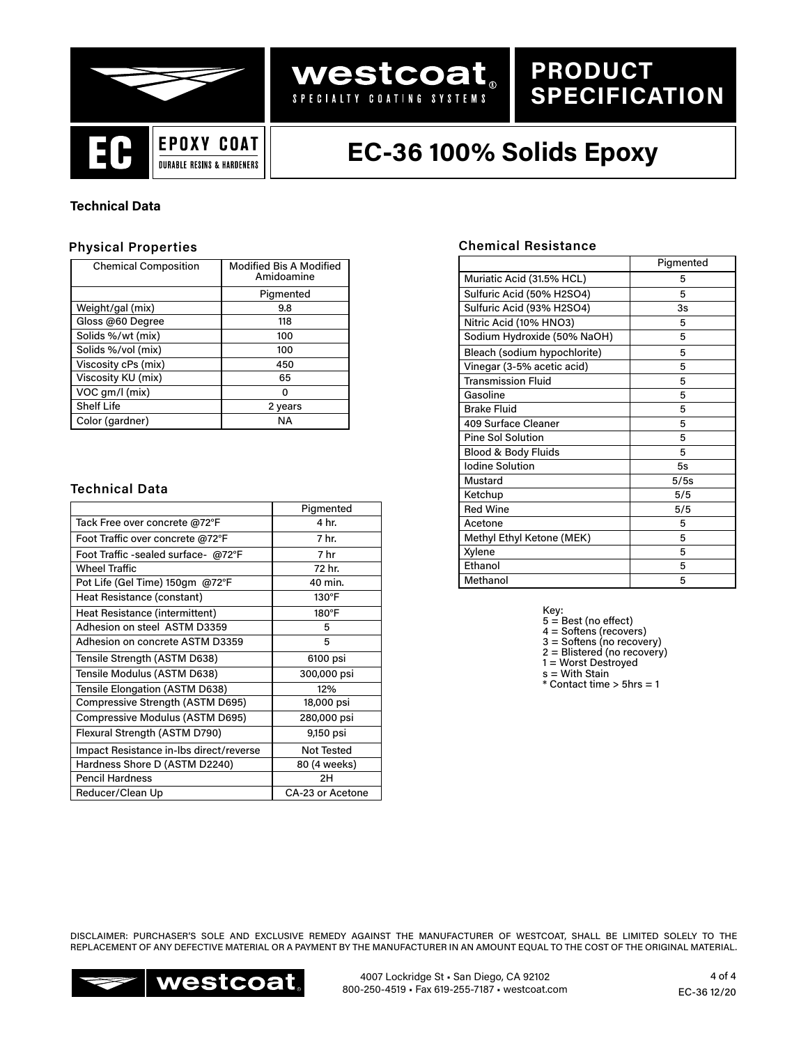# EC-36 100% Solids Epoxy

**Technical Data**

### Physical Properties

| Chemical Composition | Modified Bis A Modified Amidoamine |
|---|---|
| | Pigmented |
| Weight/gal (mix) | 9.8 |
| Gloss @60 Degree | 118 |
| Solids %/wt (mix) | 100 |
| Solids %/vol (mix) | 100 |
| Viscosity cPs (mix) | 450 |
| Viscosity KU (mix) | 65 |
| VOC gm/l (mix) | 0 |
| Shelf Life | 2 years |
| Color (gardner) | NA |

### Technical Data

| | Pigmented |
|---|---|
| Tack Free over concrete @72°F | 4 hr. |
| Foot Traffic over concrete @72°F | 7 hr. |
| Foot Traffic -sealed surface- @72°F | 7 hr |
| Wheel Traffic | 72 hr. |
| Pot Life (Gel Time) 150gm @72°F | 40 min. |
| Heat Resistance (constant) | 130°F |
| Heat Resistance (intermittent) | 180°F |
| Adhesion on steel ASTM D3359 | 5 |
| Adhesion on concrete ASTM D3359 | 5 |
| Tensile Strength (ASTM D638) | 6100 psi |
| Tensile Modulus (ASTM D638) | 300,000 psi |
| Tensile Elongation (ASTM D638) | 12% |
| Compressive Strength (ASTM D695) | 18,000 psi |
| Compressive Modulus (ASTM D695) | 280,000 psi |
| Flexural Strength (ASTM D790) | 9,150 psi |
| Impact Resistance in-lbs direct/reverse | Not Tested |
| Hardness Shore D (ASTM D2240) | 80 (4 weeks) |
| Pencil Hardness | 2H |
| Reducer/Clean Up | CA-23 or Acetone |

### Chemical Resistance

| | Pigmented |
|---|---|
| Muriatic Acid (31.5% HCL) | 5 |
| Sulfuric Acid (50% H2SO4) | 5 |
| Sulfuric Acid (93% H2SO4) | 3s |
| Nitric Acid (10% HNO3) | 5 |
| Sodium Hydroxide (50% NaOH) | 5 |
| Bleach (sodium hypochlorite) | 5 |
| Vinegar (3-5% acetic acid) | 5 |
| Transmission Fluid | 5 |
| Gasoline | 5 |
| Brake Fluid | 5 |
| 409 Surface Cleaner | 5 |
| Pine Sol Solution | 5 |
| Blood & Body Fluids | 5 |
| Iodine Solution | 5s |
| Mustard | 5/5s |
| Ketchup | 5/5 |
| Red Wine | 5/5 |
| Acetone | 5 |
| Methyl Ethyl Ketone (MEK) | 5 |
| Xylene | 5 |
| Ethanol | 5 |
| Methanol | 5 |

Key:
5 = Best (no effect)
4 = Softens (recovers)
3 = Softens (no recovery)
2 = Blistered (no recovery)
1 = Worst Destroyed
s = With Stain
* Contact time > 5hrs = 1

DISCLAIMER: PURCHASER'S SOLE AND EXCLUSIVE REMEDY AGAINST THE MANUFACTURER OF WESTCOAT, SHALL BE LIMITED SOLELY TO THE REPLACEMENT OF ANY DEFECTIVE MATERIAL OR A PAYMENT BY THE MANUFACTURER IN AN AMOUNT EQUAL TO THE COST OF THE ORIGINAL MATERIAL.

4007 Lockridge St • San Diego, CA 92102
800-250-4519 • Fax 619-255-7187 • westcoat.com

EC-36 12/20